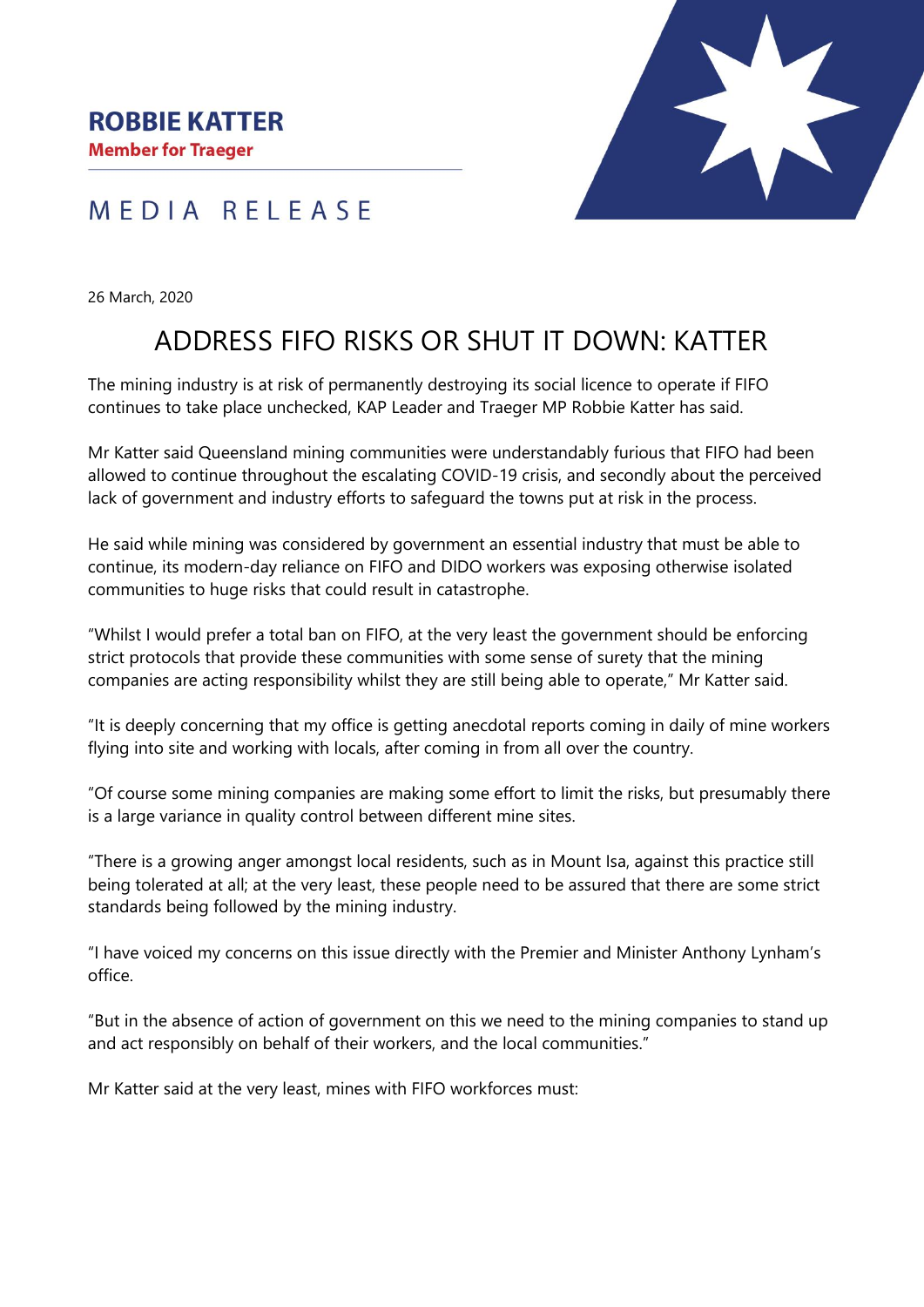**ROBBIE KATTER**

**Member for Traeger**

MEDIA RELEASE

26 March, 2020

# ADDRESS FIFO RISKS OR SHUT IT DOWN: KATTER

The mining industry is at risk of permanently destroying its social licence to operate if FIFO continues to take place unchecked, KAP Leader and Traeger MP Robbie Katter has said.

Mr Katter said Queensland mining communities were understandably furious that FIFO had been allowed to continue throughout the escalating COVID-19 crisis, and secondly about the perceived lack of government and industry efforts to safeguard the towns put at risk in the process.

He said while mining was considered by government an essential industry that must be able to continue, its modern-day reliance on FIFO and DIDO workers was exposing otherwise isolated communities to huge risks that could result in catastrophe.

"Whilst I would prefer a total ban on FIFO, at the very least the government should be enforcing strict protocols that provide these communities with some sense of surety that the mining companies are acting responsibility whilst they are still being able to operate," Mr Katter said.

"It is deeply concerning that my office is getting anecdotal reports coming in daily of mine workers flying into site and working with locals, after coming in from all over the country.

"Of course some mining companies are making some effort to limit the risks, but presumably there is a large variance in quality control between different mine sites.

"There is a growing anger amongst local residents, such as in Mount Isa, against this practice still being tolerated at all; at the very least, these people need to be assured that there are some strict standards being followed by the mining industry.

"I have voiced my concerns on this issue directly with the Premier and Minister Anthony Lynham's office.

"But in the absence of action of government on this we need to the mining companies to stand up and act responsibly on behalf of their workers, and the local communities."

Mr Katter said at the very least, mines with FIFO workforces must: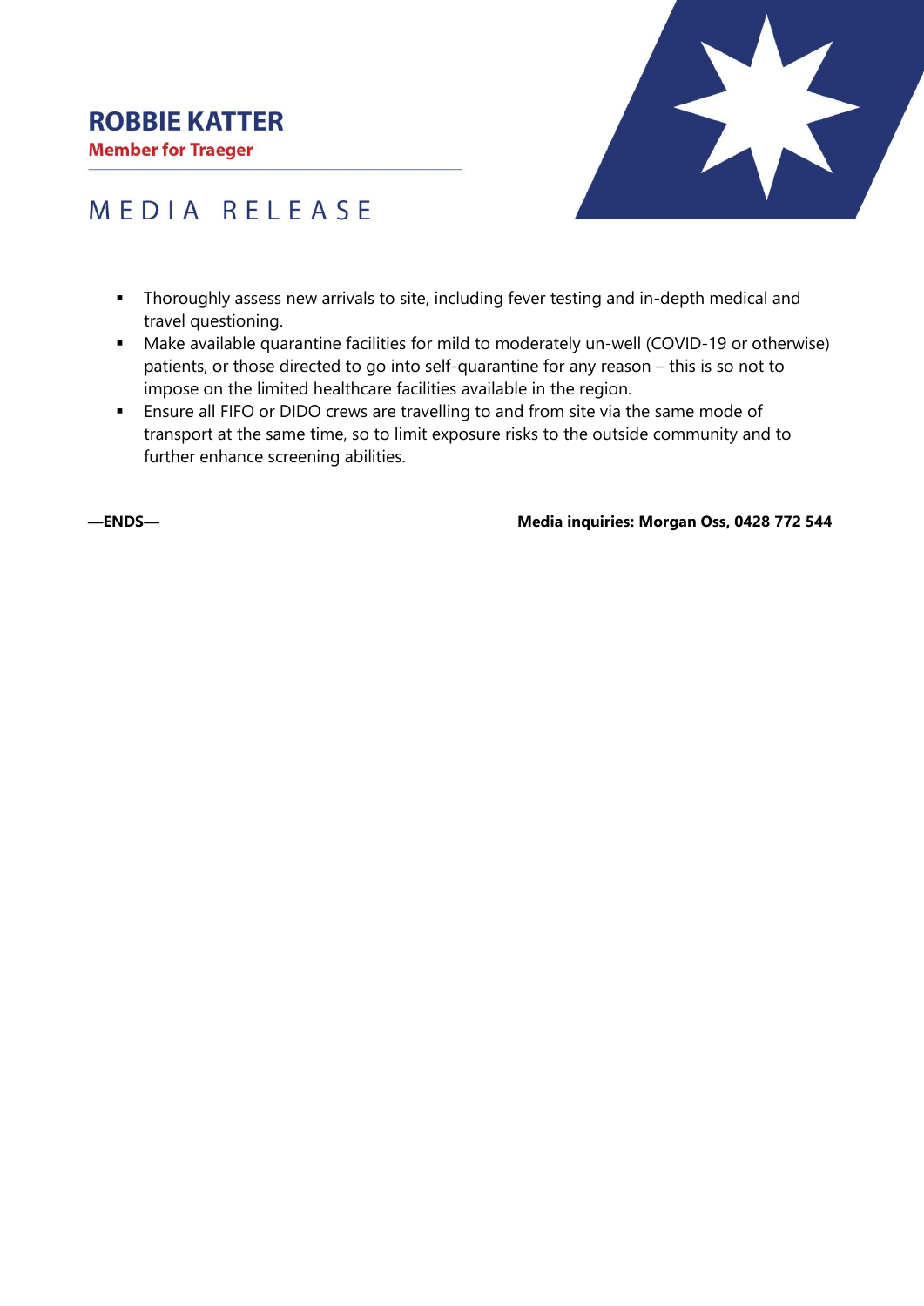# ROBBIE KATTER

**Member for Traeger**

MEDIA RELEASE

- Thoroughly assess new arrivals to site, including fever testing and in-depth medical and travel questioning.
- Make available quarantine facilities for mild to moderately un-well (COVID-19 or otherwise) patients, or those directed to go into self-quarantine for any reason – this is so not to impose on the limited healthcare facilities available in the region.
- Ensure all FIFO or DIDO crews are travelling to and from site via the same mode of transport at the same time, so to limit exposure risks to the outside community and to further enhance screening abilities.

**—ENDS—**

**Media inquiries: Morgan Oss, 0428 772 544**